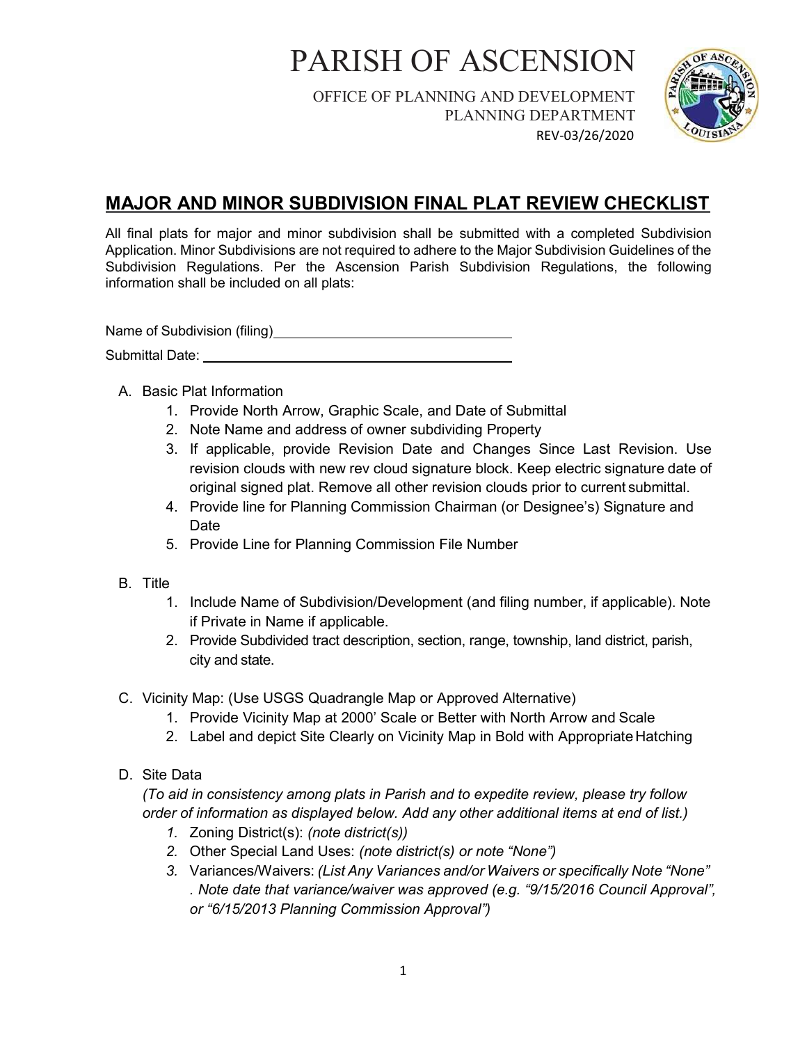# PARISH OF ASCENSION

OFFICE OF PLANNING AND DEVELOPMENT
PLANNING DEPARTMENT
REV-03/26/2020

## MAJOR AND MINOR SUBDIVISION FINAL PLAT REVIEW CHECKLIST

All final plats for major and minor subdivision shall be submitted with a completed Subdivision Application. Minor Subdivisions are not required to adhere to the Major Subdivision Guidelines of the Subdivision Regulations. Per the Ascension Parish Subdivision Regulations, the following information shall be included on all plats:

Name of Subdivision (filing)\_\_\_\_\_\_\_\_\_\_\_\_\_\_\_\_\_\_\_\_\_\_\_\_\_\_\_\_\_\_

Submittal Date: \_\_\_\_\_\_\_\_\_\_\_\_\_\_\_\_\_\_\_\_\_\_\_\_\_\_\_\_\_\_\_\_\_\_\_\_

A. Basic Plat Information
   1. Provide North Arrow, Graphic Scale, and Date of Submittal
   2. Note Name and address of owner subdividing Property
   3. If applicable, provide Revision Date and Changes Since Last Revision. Use revision clouds with new rev cloud signature block. Keep electric signature date of original signed plat. Remove all other revision clouds prior to current submittal.
   4. Provide line for Planning Commission Chairman (or Designee's) Signature and Date
   5. Provide Line for Planning Commission File Number

B. Title
   1. Include Name of Subdivision/Development (and filing number, if applicable). Note if Private in Name if applicable.
   2. Provide Subdivided tract description, section, range, township, land district, parish, city and state.

C. Vicinity Map: (Use USGS Quadrangle Map or Approved Alternative)
   1. Provide Vicinity Map at 2000' Scale or Better with North Arrow and Scale
   2. Label and depict Site Clearly on Vicinity Map in Bold with Appropriate Hatching

D. Site Data
   *(To aid in consistency among plats in Parish and to expedite review, please try follow order of information as displayed below. Add any other additional items at end of list.)*
   1. Zoning District(s): *(note district(s))*
   2. Other Special Land Uses: *(note district(s) or note "None")*
   3. Variances/Waivers: *(List Any Variances and/or Waivers or specifically Note "None" . Note date that variance/waiver was approved (e.g. "9/15/2016 Council Approval", or "6/15/2013 Planning Commission Approval")*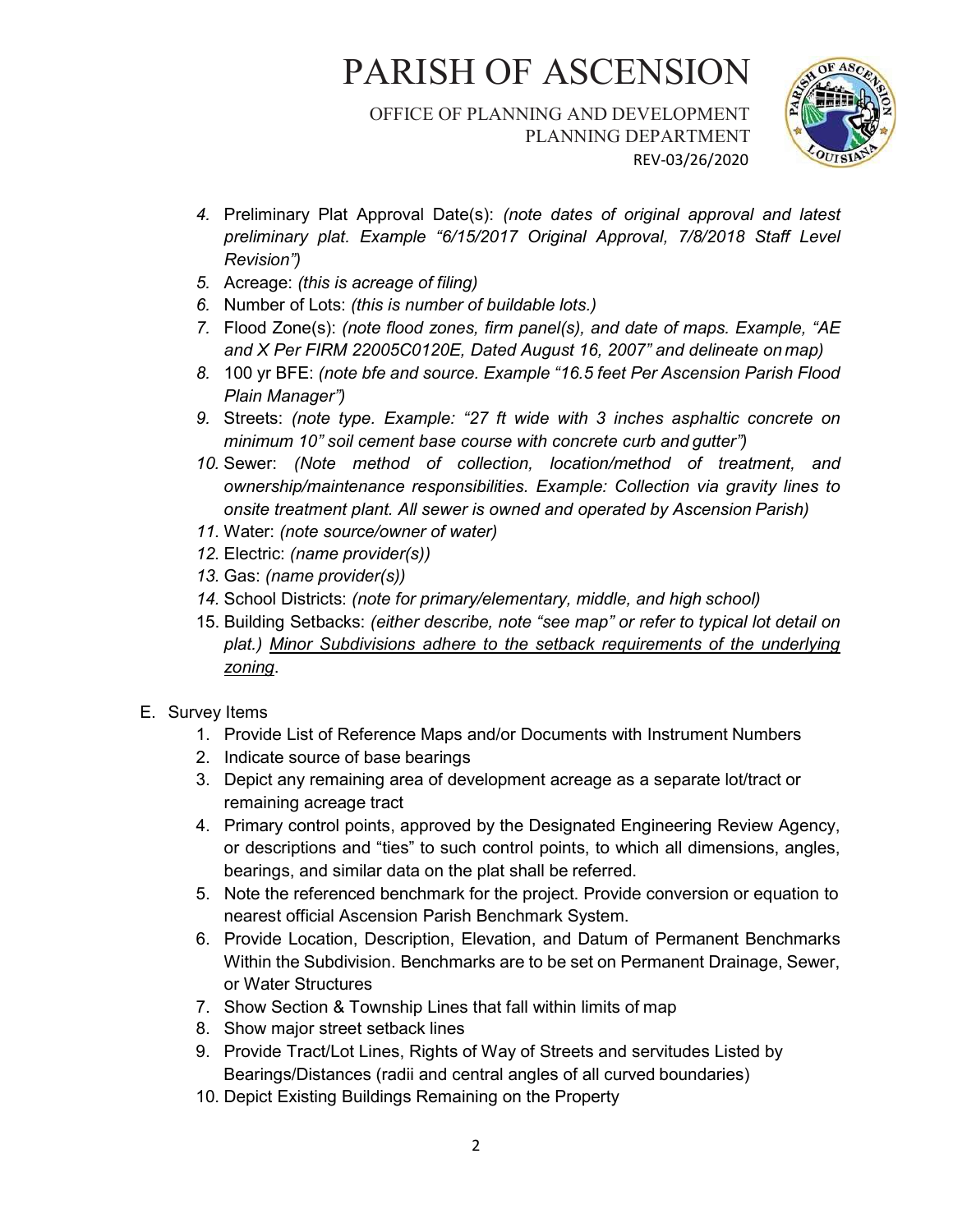4. Preliminary Plat Approval Date(s): *(note dates of original approval and latest preliminary plat. Example "6/15/2017 Original Approval, 7/8/2018 Staff Level Revision")*
5. Acreage: *(this is acreage of filing)*
6. Number of Lots: *(this is number of buildable lots.)*
7. Flood Zone(s): *(note flood zones, firm panel(s), and date of maps. Example, "AE and X Per FIRM 22005C0120E, Dated August 16, 2007" and delineate on map)*
8. 100 yr BFE: *(note bfe and source. Example "16.5 feet Per Ascension Parish Flood Plain Manager")*
9. Streets: *(note type. Example: "27 ft wide with 3 inches asphaltic concrete on minimum 10" soil cement base course with concrete curb and gutter")*
10. Sewer: *(Note method of collection, location/method of treatment, and ownership/maintenance responsibilities. Example: Collection via gravity lines to onsite treatment plant. All sewer is owned and operated by Ascension Parish)*
11. Water: *(note source/owner of water)*
12. Electric: *(name provider(s))*
13. Gas: *(name provider(s))*
14. School Districts: *(note for primary/elementary, middle, and high school)*
15. Building Setbacks: *(either describe, note "see map" or refer to typical lot detail on plat.)* <u>Minor Subdivisions adhere to the setback requirements of the underlying zoning</u>.

E. Survey Items
   1. Provide List of Reference Maps and/or Documents with Instrument Numbers
   2. Indicate source of base bearings
   3. Depict any remaining area of development acreage as a separate lot/tract or remaining acreage tract
   4. Primary control points, approved by the Designated Engineering Review Agency, or descriptions and "ties" to such control points, to which all dimensions, angles, bearings, and similar data on the plat shall be referred.
   5. Note the referenced benchmark for the project. Provide conversion or equation to nearest official Ascension Parish Benchmark System.
   6. Provide Location, Description, Elevation, and Datum of Permanent Benchmarks Within the Subdivision. Benchmarks are to be set on Permanent Drainage, Sewer, or Water Structures
   7. Show Section & Township Lines that fall within limits of map
   8. Show major street setback lines
   9. Provide Tract/Lot Lines, Rights of Way of Streets and servitudes Listed by Bearings/Distances (radii and central angles of all curved boundaries)
   10. Depict Existing Buildings Remaining on the Property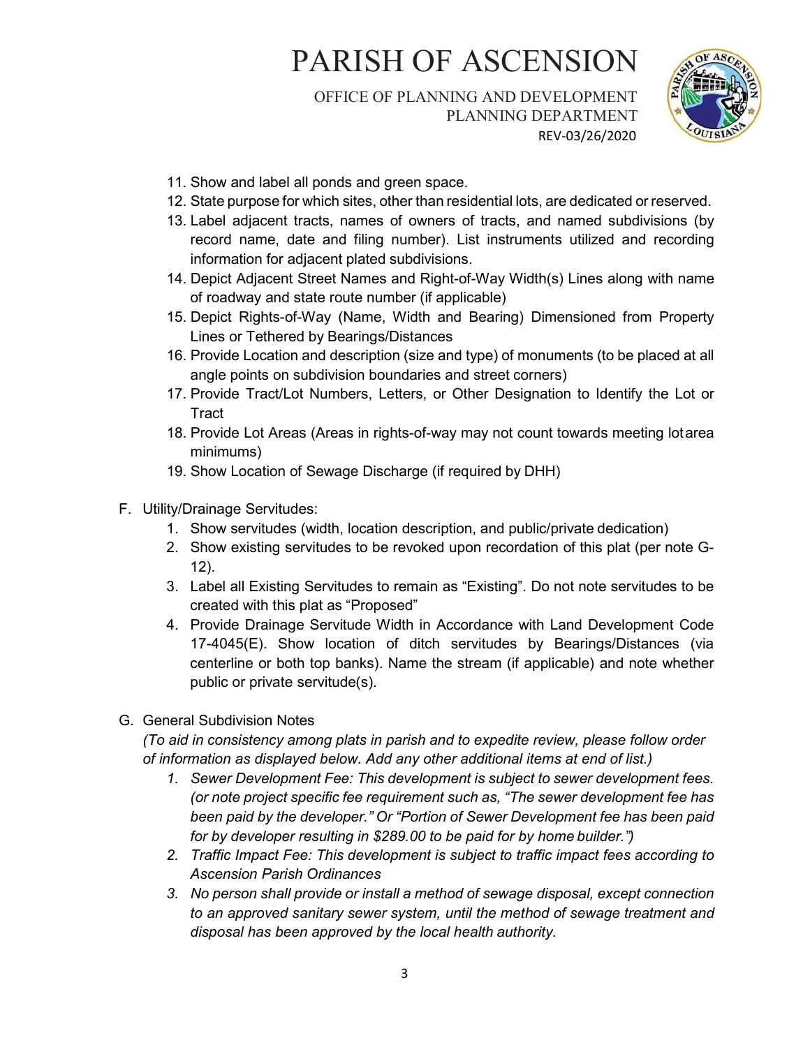11. Show and label all ponds and green space.
12. State purpose for which sites, other than residential lots, are dedicated or reserved.
13. Label adjacent tracts, names of owners of tracts, and named subdivisions (by record name, date and filing number). List instruments utilized and recording information for adjacent plated subdivisions.
14. Depict Adjacent Street Names and Right-of-Way Width(s) Lines along with name of roadway and state route number (if applicable)
15. Depict Rights-of-Way (Name, Width and Bearing) Dimensioned from Property Lines or Tethered by Bearings/Distances
16. Provide Location and description (size and type) of monuments (to be placed at all angle points on subdivision boundaries and street corners)
17. Provide Tract/Lot Numbers, Letters, or Other Designation to Identify the Lot or Tract
18. Provide Lot Areas (Areas in rights-of-way may not count towards meeting lot area minimums)
19. Show Location of Sewage Discharge (if required by DHH)

F. Utility/Drainage Servitudes:
   1. Show servitudes (width, location description, and public/private dedication)
   2. Show existing servitudes to be revoked upon recordation of this plat (per note G-12).
   3. Label all Existing Servitudes to remain as "Existing". Do not note servitudes to be created with this plat as "Proposed"
   4. Provide Drainage Servitude Width in Accordance with Land Development Code 17-4045(E). Show location of ditch servitudes by Bearings/Distances (via centerline or both top banks). Name the stream (if applicable) and note whether public or private servitude(s).

G. General Subdivision Notes

   *(To aid in consistency among plats in parish and to expedite review, please follow order of information as displayed below. Add any other additional items at end of list.)*
   1. *Sewer Development Fee: This development is subject to sewer development fees. (or note project specific fee requirement such as, "The sewer development fee has been paid by the developer." Or "Portion of Sewer Development fee has been paid for by developer resulting in $289.00 to be paid for by home builder.")*
   2. *Traffic Impact Fee: This development is subject to traffic impact fees according to Ascension Parish Ordinances*
   3. *No person shall provide or install a method of sewage disposal, except connection to an approved sanitary sewer system, until the method of sewage treatment and disposal has been approved by the local health authority.*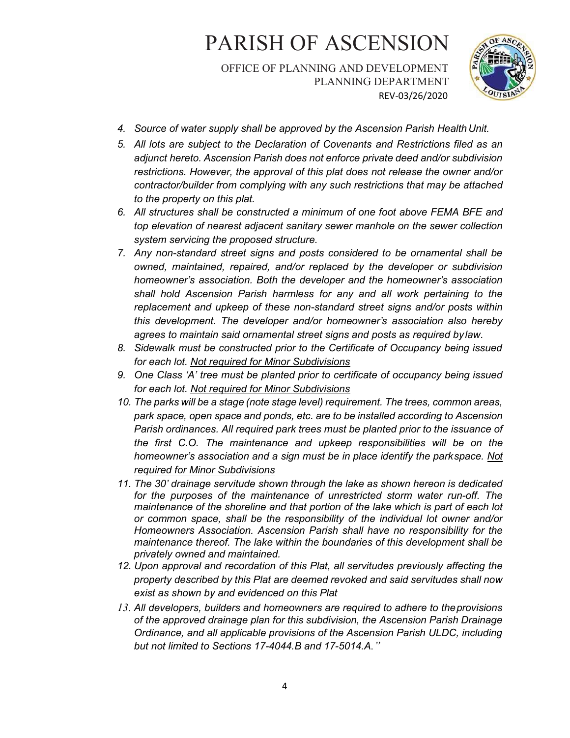4. *Source of water supply shall be approved by the Ascension Parish Health Unit.*
5. *All lots are subject to the Declaration of Covenants and Restrictions filed as an adjunct hereto. Ascension Parish does not enforce private deed and/or subdivision restrictions. However, the approval of this plat does not release the owner and/or contractor/builder from complying with any such restrictions that may be attached to the property on this plat.*
6. *All structures shall be constructed a minimum of one foot above FEMA BFE and top elevation of nearest adjacent sanitary sewer manhole on the sewer collection system servicing the proposed structure.*
7. *Any non-standard street signs and posts considered to be ornamental shall be owned, maintained, repaired, and/or replaced by the developer or subdivision homeowner's association. Both the developer and the homeowner's association shall hold Ascension Parish harmless for any and all work pertaining to the replacement and upkeep of these non-standard street signs and/or posts within this development. The developer and/or homeowner's association also hereby agrees to maintain said ornamental street signs and posts as required by law.*
8. *Sidewalk must be constructed prior to the Certificate of Occupancy being issued for each lot. <u>Not required for Minor Subdivisions</u>*
9. *One Class 'A' tree must be planted prior to certificate of occupancy being issued for each lot. <u>Not required for Minor Subdivisions</u>*
10. *The parks will be a stage (note stage level) requirement. The trees, common areas, park space, open space and ponds, etc. are to be installed according to Ascension Parish ordinances. All required park trees must be planted prior to the issuance of the first C.O. The maintenance and upkeep responsibilities will be on the homeowner's association and a sign must be in place identify the park space. <u>Not required for Minor Subdivisions</u>*
11. *The 30' drainage servitude shown through the lake as shown hereon is dedicated for the purposes of the maintenance of unrestricted storm water run-off. The maintenance of the shoreline and that portion of the lake which is part of each lot or common space, shall be the responsibility of the individual lot owner and/or Homeowners Association. Ascension Parish shall have no responsibility for the maintenance thereof. The lake within the boundaries of this development shall be privately owned and maintained.*
12. *Upon approval and recordation of this Plat, all servitudes previously affecting the property described by this Plat are deemed revoked and said servitudes shall now exist as shown by and evidenced on this Plat*
13. *All developers, builders and homeowners are required to adhere to the provisions of the approved drainage plan for this subdivision, the Ascension Parish Drainage Ordinance, and all applicable provisions of the Ascension Parish ULDC, including but not limited to Sections 17-4044.B and 17-5014.A."*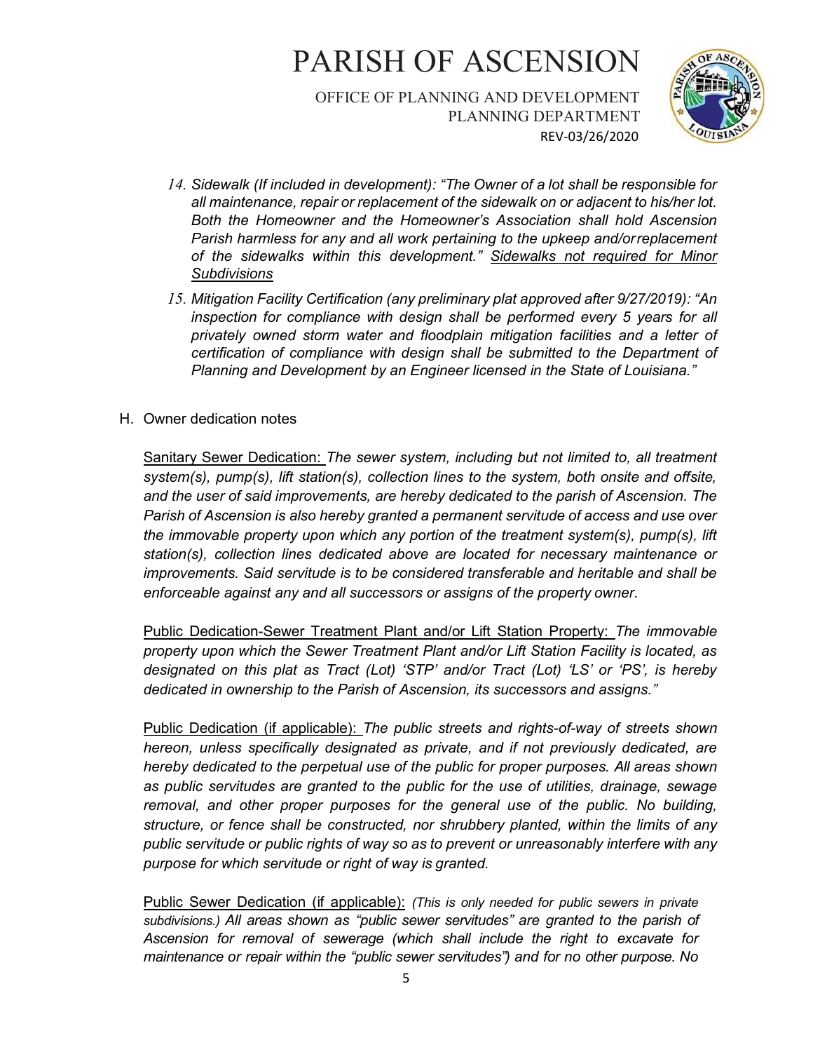14. *Sidewalk (If included in development): "The Owner of a lot shall be responsible for all maintenance, repair or replacement of the sidewalk on or adjacent to his/her lot. Both the Homeowner and the Homeowner's Association shall hold Ascension Parish harmless for any and all work pertaining to the upkeep and/or replacement of the sidewalks within this development."* <u>*Sidewalks not required for Minor Subdivisions*</u>
15. *Mitigation Facility Certification (any preliminary plat approved after 9/27/2019): "An inspection for compliance with design shall be performed every 5 years for all privately owned storm water and floodplain mitigation facilities and a letter of certification of compliance with design shall be submitted to the Department of Planning and Development by an Engineer licensed in the State of Louisiana."*

H. Owner dedication notes

<u>Sanitary Sewer Dedication:</u> *The sewer system, including but not limited to, all treatment system(s), pump(s), lift station(s), collection lines to the system, both onsite and offsite, and the user of said improvements, are hereby dedicated to the parish of Ascension. The Parish of Ascension is also hereby granted a permanent servitude of access and use over the immovable property upon which any portion of the treatment system(s), pump(s), lift station(s), collection lines dedicated above are located for necessary maintenance or improvements. Said servitude is to be considered transferable and heritable and shall be enforceable against any and all successors or assigns of the property owner.*

<u>Public Dedication-Sewer Treatment Plant and/or Lift Station Property:</u> *The immovable property upon which the Sewer Treatment Plant and/or Lift Station Facility is located, as designated on this plat as Tract (Lot) 'STP' and/or Tract (Lot) 'LS' or 'PS', is hereby dedicated in ownership to the Parish of Ascension, its successors and assigns."*

<u>Public Dedication (if applicable):</u> *The public streets and rights-of-way of streets shown hereon, unless specifically designated as private, and if not previously dedicated, are hereby dedicated to the perpetual use of the public for proper purposes. All areas shown as public servitudes are granted to the public for the use of utilities, drainage, sewage removal, and other proper purposes for the general use of the public. No building, structure, or fence shall be constructed, nor shrubbery planted, within the limits of any public servitude or public rights of way so as to prevent or unreasonably interfere with any purpose for which servitude or right of way is granted.*

<u>Public Sewer Dedication (if applicable):</u> *(This is only needed for public sewers in private subdivisions.) All areas shown as "public sewer servitudes" are granted to the parish of Ascension for removal of sewerage (which shall include the right to excavate for maintenance or repair within the "public sewer servitudes") and for no other purpose. No*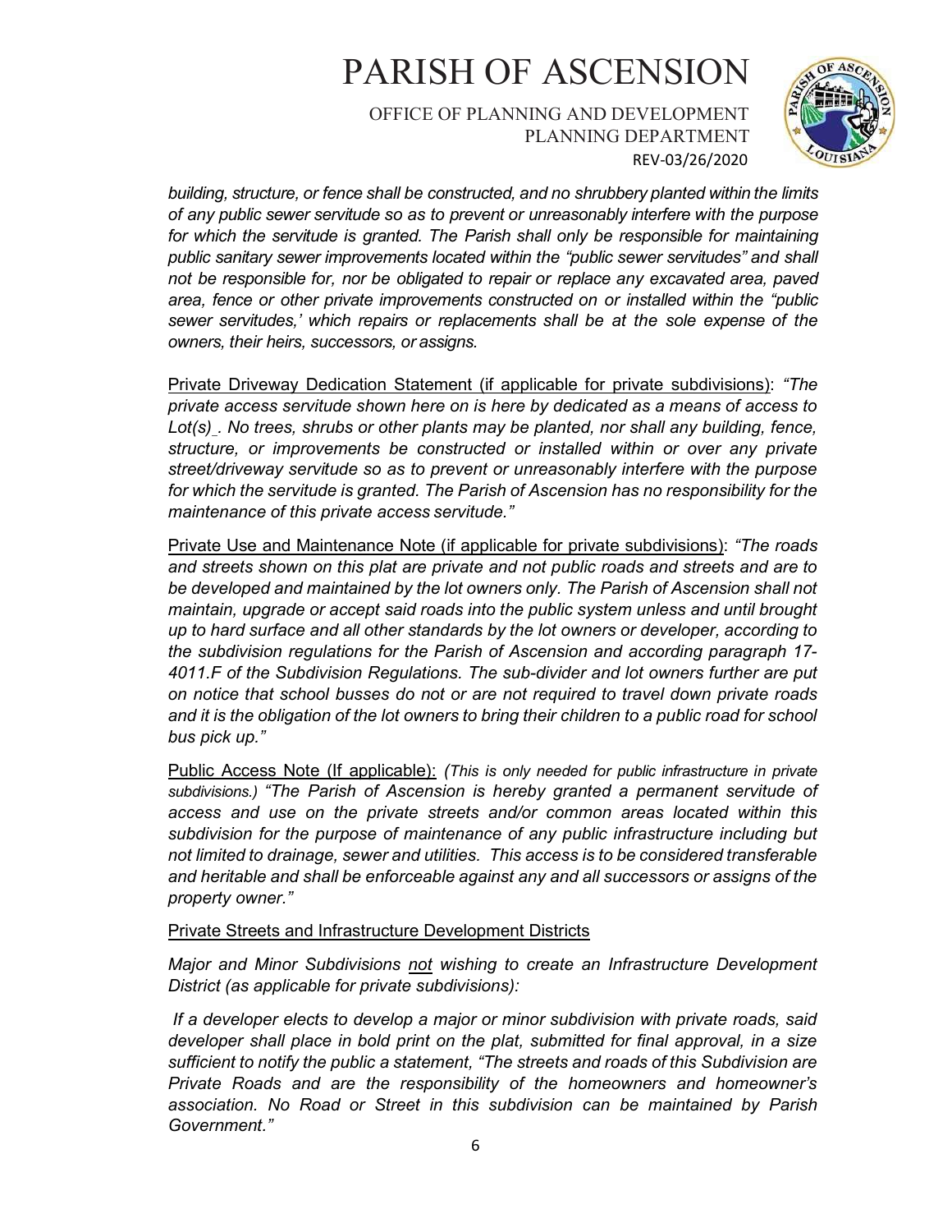*building, structure, or fence shall be constructed, and no shrubbery planted within the limits of any public sewer servitude so as to prevent or unreasonably interfere with the purpose for which the servitude is granted. The Parish shall only be responsible for maintaining public sanitary sewer improvements located within the "public sewer servitudes" and shall not be responsible for, nor be obligated to repair or replace any excavated area, paved area, fence or other private improvements constructed on or installed within the "public sewer servitudes,' which repairs or replacements shall be at the sole expense of the owners, their heirs, successors, or assigns.*

Private Driveway Dedication Statement (if applicable for private subdivisions): *"The private access servitude shown here on is here by dedicated as a means of access to Lot(s)_. No trees, shrubs or other plants may be planted, nor shall any building, fence, structure, or improvements be constructed or installed within or over any private street/driveway servitude so as to prevent or unreasonably interfere with the purpose for which the servitude is granted. The Parish of Ascension has no responsibility for the maintenance of this private access servitude."*

Private Use and Maintenance Note (if applicable for private subdivisions): *"The roads and streets shown on this plat are private and not public roads and streets and are to be developed and maintained by the lot owners only. The Parish of Ascension shall not maintain, upgrade or accept said roads into the public system unless and until brought up to hard surface and all other standards by the lot owners or developer, according to the subdivision regulations for the Parish of Ascension and according paragraph 17-4011.F of the Subdivision Regulations. The sub-divider and lot owners further are put on notice that school busses do not or are not required to travel down private roads and it is the obligation of the lot owners to bring their children to a public road for school bus pick up."*

Public Access Note (If applicable): *(This is only needed for public infrastructure in private subdivisions.) "The Parish of Ascension is hereby granted a permanent servitude of access and use on the private streets and/or common areas located within this subdivision for the purpose of maintenance of any public infrastructure including but not limited to drainage, sewer and utilities. This access is to be considered transferable and heritable and shall be enforceable against any and all successors or assigns of the property owner."*

Private Streets and Infrastructure Development Districts

*Major and Minor Subdivisions not wishing to create an Infrastructure Development District (as applicable for private subdivisions):*

*If a developer elects to develop a major or minor subdivision with private roads, said developer shall place in bold print on the plat, submitted for final approval, in a size sufficient to notify the public a statement, "The streets and roads of this Subdivision are Private Roads and are the responsibility of the homeowners and homeowner's association. No Road or Street in this subdivision can be maintained by Parish Government."*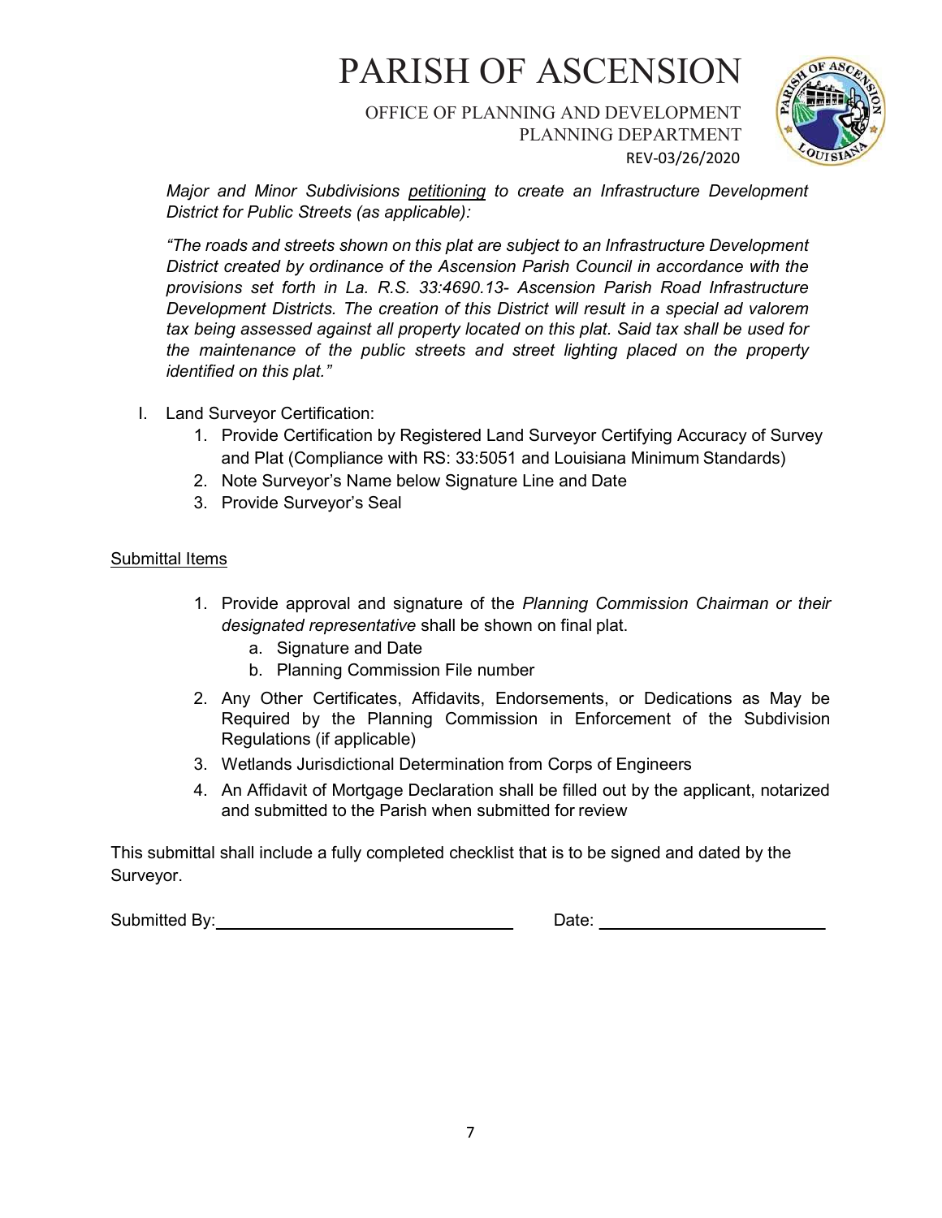*Major and Minor Subdivisions <u>petitioning</u> to create an Infrastructure Development District for Public Streets (as applicable):*

*"The roads and streets shown on this plat are subject to an Infrastructure Development District created by ordinance of the Ascension Parish Council in accordance with the provisions set forth in La. R.S. 33:4690.13- Ascension Parish Road Infrastructure Development Districts. The creation of this District will result in a special ad valorem tax being assessed against all property located on this plat. Said tax shall be used for the maintenance of the public streets and street lighting placed on the property identified on this plat."*

I. Land Surveyor Certification:
   1. Provide Certification by Registered Land Surveyor Certifying Accuracy of Survey and Plat (Compliance with RS: 33:5051 and Louisiana Minimum Standards)
   2. Note Surveyor's Name below Signature Line and Date
   3. Provide Surveyor's Seal

<u>Submittal Items</u>

1. Provide approval and signature of the *Planning Commission Chairman or their designated representative* shall be shown on final plat.
   a. Signature and Date
   b. Planning Commission File number
2. Any Other Certificates, Affidavits, Endorsements, or Dedications as May be Required by the Planning Commission in Enforcement of the Subdivision Regulations (if applicable)
3. Wetlands Jurisdictional Determination from Corps of Engineers
4. An Affidavit of Mortgage Declaration shall be filled out by the applicant, notarized and submitted to the Parish when submitted for review

This submittal shall include a fully completed checklist that is to be signed and dated by the Surveyor.

Submitted By:\_\_\_\_\_\_\_\_\_\_\_\_\_\_\_\_\_\_\_\_\_\_\_\_\_\_\_\_\_\_ Date: \_\_\_\_\_\_\_\_\_\_\_\_\_\_\_\_\_\_\_\_\_\_